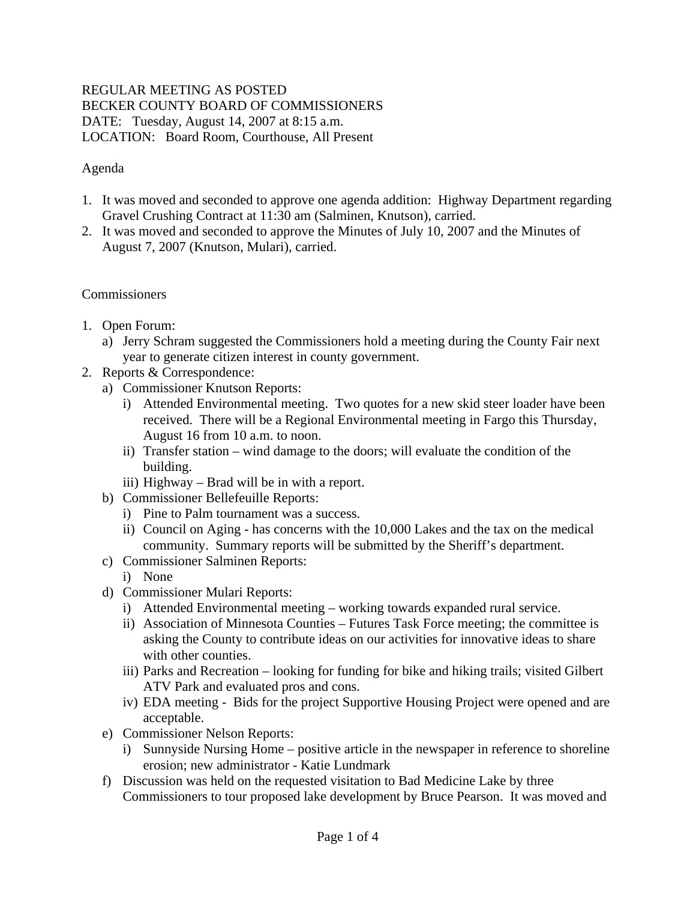REGULAR MEETING AS POSTED
BECKER COUNTY BOARD OF COMMISSIONERS
DATE: Tuesday, August 14, 2007 at 8:15 a.m.
LOCATION: Board Room, Courthouse, All Present

Agenda

1. It was moved and seconded to approve one agenda addition: Highway Department regarding Gravel Crushing Contract at 11:30 am (Salminen, Knutson), carried.
2. It was moved and seconded to approve the Minutes of July 10, 2007 and the Minutes of August 7, 2007 (Knutson, Mulari), carried.

Commissioners

1. Open Forum:
   a) Jerry Schram suggested the Commissioners hold a meeting during the County Fair next year to generate citizen interest in county government.
2. Reports & Correspondence:
   a) Commissioner Knutson Reports:
      i) Attended Environmental meeting. Two quotes for a new skid steer loader have been received. There will be a Regional Environmental meeting in Fargo this Thursday, August 16 from 10 a.m. to noon.
      ii) Transfer station – wind damage to the doors; will evaluate the condition of the building.
      iii) Highway – Brad will be in with a report.
   b) Commissioner Bellefeuille Reports:
      i) Pine to Palm tournament was a success.
      ii) Council on Aging - has concerns with the 10,000 Lakes and the tax on the medical community. Summary reports will be submitted by the Sheriff's department.
   c) Commissioner Salminen Reports:
      i) None
   d) Commissioner Mulari Reports:
      i) Attended Environmental meeting – working towards expanded rural service.
      ii) Association of Minnesota Counties – Futures Task Force meeting; the committee is asking the County to contribute ideas on our activities for innovative ideas to share with other counties.
      iii) Parks and Recreation – looking for funding for bike and hiking trails; visited Gilbert ATV Park and evaluated pros and cons.
      iv) EDA meeting - Bids for the project Supportive Housing Project were opened and are acceptable.
   e) Commissioner Nelson Reports:
      i) Sunnyside Nursing Home – positive article in the newspaper in reference to shoreline erosion; new administrator - Katie Lundmark
   f) Discussion was held on the requested visitation to Bad Medicine Lake by three Commissioners to tour proposed lake development by Bruce Pearson. It was moved and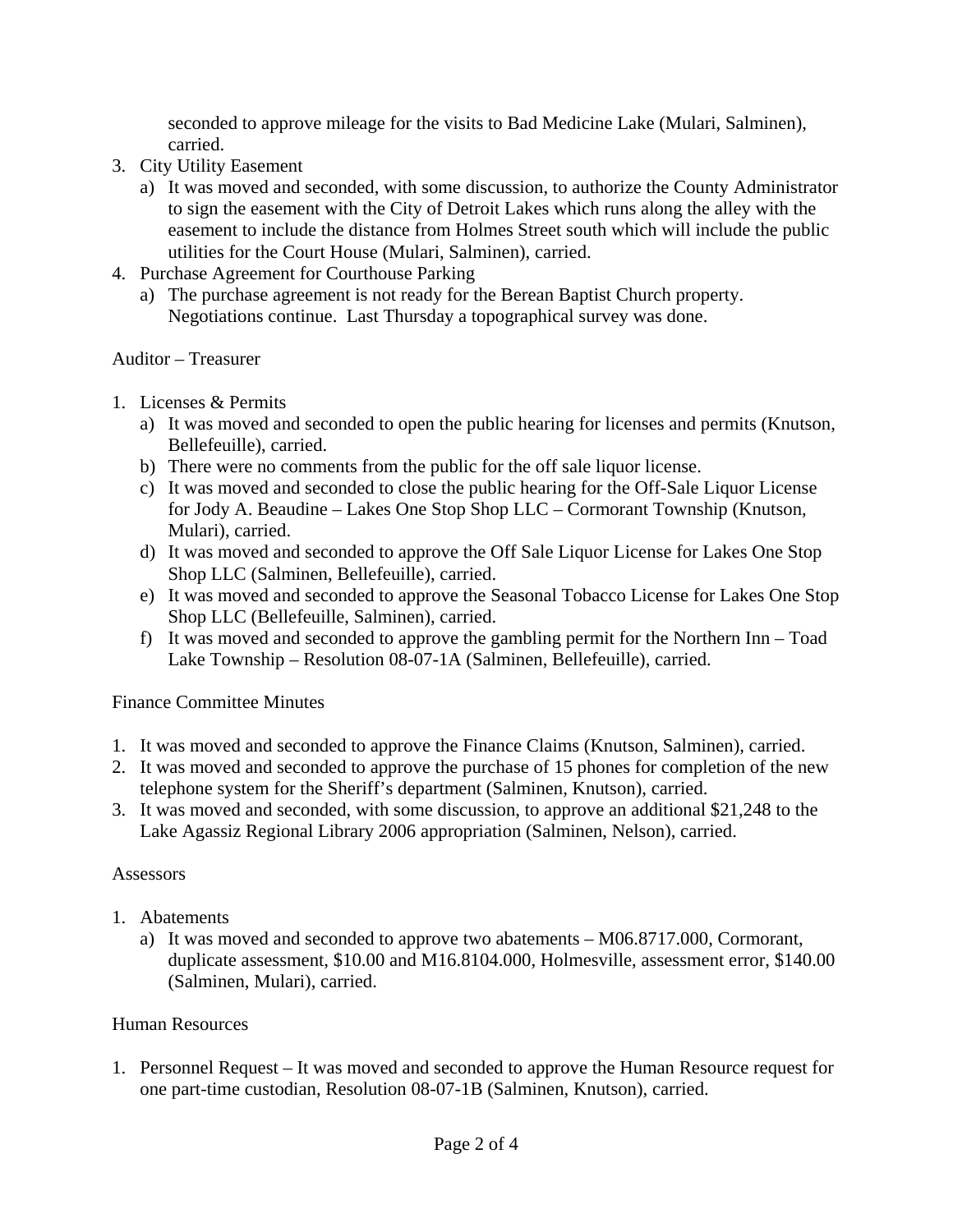seconded to approve mileage for the visits to Bad Medicine Lake (Mulari, Salminen), carried.

3. City Utility Easement
   a) It was moved and seconded, with some discussion, to authorize the County Administrator to sign the easement with the City of Detroit Lakes which runs along the alley with the easement to include the distance from Holmes Street south which will include the public utilities for the Court House (Mulari, Salminen), carried.
4. Purchase Agreement for Courthouse Parking
   a) The purchase agreement is not ready for the Berean Baptist Church property. Negotiations continue. Last Thursday a topographical survey was done.

Auditor – Treasurer

1. Licenses & Permits
   a) It was moved and seconded to open the public hearing for licenses and permits (Knutson, Bellefeuille), carried.
   b) There were no comments from the public for the off sale liquor license.
   c) It was moved and seconded to close the public hearing for the Off-Sale Liquor License for Jody A. Beaudine – Lakes One Stop Shop LLC – Cormorant Township (Knutson, Mulari), carried.
   d) It was moved and seconded to approve the Off Sale Liquor License for Lakes One Stop Shop LLC (Salminen, Bellefeuille), carried.
   e) It was moved and seconded to approve the Seasonal Tobacco License for Lakes One Stop Shop LLC (Bellefeuille, Salminen), carried.
   f) It was moved and seconded to approve the gambling permit for the Northern Inn – Toad Lake Township – Resolution 08-07-1A (Salminen, Bellefeuille), carried.

Finance Committee Minutes

1. It was moved and seconded to approve the Finance Claims (Knutson, Salminen), carried.
2. It was moved and seconded to approve the purchase of 15 phones for completion of the new telephone system for the Sheriff's department (Salminen, Knutson), carried.
3. It was moved and seconded, with some discussion, to approve an additional $21,248 to the Lake Agassiz Regional Library 2006 appropriation (Salminen, Nelson), carried.

Assessors

1. Abatements
   a) It was moved and seconded to approve two abatements – M06.8717.000, Cormorant, duplicate assessment, $10.00 and M16.8104.000, Holmesville, assessment error, $140.00 (Salminen, Mulari), carried.

Human Resources

1. Personnel Request – It was moved and seconded to approve the Human Resource request for one part-time custodian, Resolution 08-07-1B (Salminen, Knutson), carried.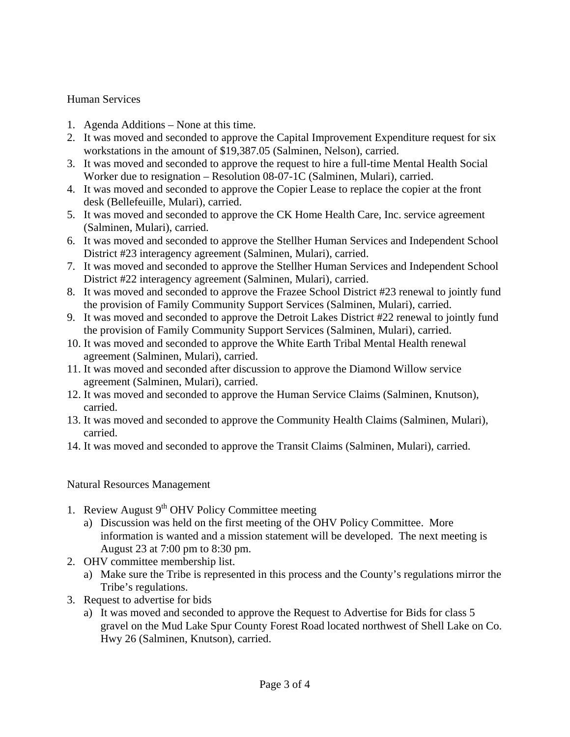## Human Services

1. Agenda Additions – None at this time.
2. It was moved and seconded to approve the Capital Improvement Expenditure request for six workstations in the amount of $19,387.05 (Salminen, Nelson), carried.
3. It was moved and seconded to approve the request to hire a full-time Mental Health Social Worker due to resignation – Resolution 08-07-1C (Salminen, Mulari), carried.
4. It was moved and seconded to approve the Copier Lease to replace the copier at the front desk (Bellefeuille, Mulari), carried.
5. It was moved and seconded to approve the CK Home Health Care, Inc. service agreement (Salminen, Mulari), carried.
6. It was moved and seconded to approve the Stellher Human Services and Independent School District #23 interagency agreement (Salminen, Mulari), carried.
7. It was moved and seconded to approve the Stellher Human Services and Independent School District #22 interagency agreement (Salminen, Mulari), carried.
8. It was moved and seconded to approve the Frazee School District #23 renewal to jointly fund the provision of Family Community Support Services (Salminen, Mulari), carried.
9. It was moved and seconded to approve the Detroit Lakes District #22 renewal to jointly fund the provision of Family Community Support Services (Salminen, Mulari), carried.
10. It was moved and seconded to approve the White Earth Tribal Mental Health renewal agreement (Salminen, Mulari), carried.
11. It was moved and seconded after discussion to approve the Diamond Willow service agreement (Salminen, Mulari), carried.
12. It was moved and seconded to approve the Human Service Claims (Salminen, Knutson), carried.
13. It was moved and seconded to approve the Community Health Claims (Salminen, Mulari), carried.
14. It was moved and seconded to approve the Transit Claims (Salminen, Mulari), carried.

## Natural Resources Management

1. Review August 9th OHV Policy Committee meeting
   a) Discussion was held on the first meeting of the OHV Policy Committee. More information is wanted and a mission statement will be developed. The next meeting is August 23 at 7:00 pm to 8:30 pm.
2. OHV committee membership list.
   a) Make sure the Tribe is represented in this process and the County's regulations mirror the Tribe's regulations.
3. Request to advertise for bids
   a) It was moved and seconded to approve the Request to Advertise for Bids for class 5 gravel on the Mud Lake Spur County Forest Road located northwest of Shell Lake on Co. Hwy 26 (Salminen, Knutson), carried.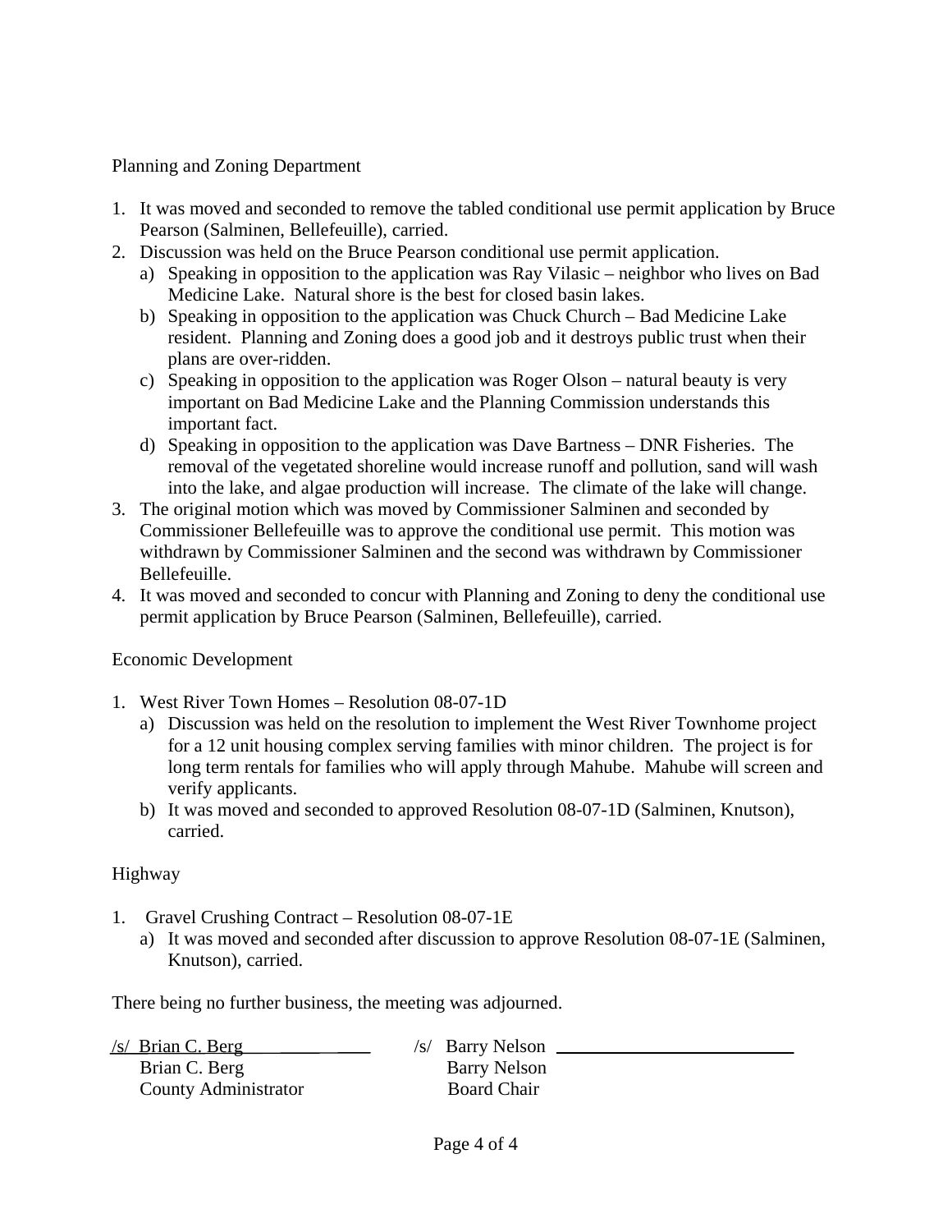Planning and Zoning Department

1. It was moved and seconded to remove the tabled conditional use permit application by Bruce Pearson (Salminen, Bellefeuille), carried.
2. Discussion was held on the Bruce Pearson conditional use permit application.
   a) Speaking in opposition to the application was Ray Vilasic – neighbor who lives on Bad Medicine Lake. Natural shore is the best for closed basin lakes.
   b) Speaking in opposition to the application was Chuck Church – Bad Medicine Lake resident. Planning and Zoning does a good job and it destroys public trust when their plans are over-ridden.
   c) Speaking in opposition to the application was Roger Olson – natural beauty is very important on Bad Medicine Lake and the Planning Commission understands this important fact.
   d) Speaking in opposition to the application was Dave Bartness – DNR Fisheries. The removal of the vegetated shoreline would increase runoff and pollution, sand will wash into the lake, and algae production will increase. The climate of the lake will change.
3. The original motion which was moved by Commissioner Salminen and seconded by Commissioner Bellefeuille was to approve the conditional use permit. This motion was withdrawn by Commissioner Salminen and the second was withdrawn by Commissioner Bellefeuille.
4. It was moved and seconded to concur with Planning and Zoning to deny the conditional use permit application by Bruce Pearson (Salminen, Bellefeuille), carried.

Economic Development

1. West River Town Homes – Resolution 08-07-1D
   a) Discussion was held on the resolution to implement the West River Townhome project for a 12 unit housing complex serving families with minor children. The project is for long term rentals for families who will apply through Mahube. Mahube will screen and verify applicants.
   b) It was moved and seconded to approved Resolution 08-07-1D (Salminen, Knutson), carried.

Highway

1. Gravel Crushing Contract – Resolution 08-07-1E
   a) It was moved and seconded after discussion to approve Resolution 08-07-1E (Salminen, Knutson), carried.

There being no further business, the meeting was adjourned.

| | |
|---|---|
| /s/ Brian C. Berg | /s/ Barry Nelson |
| Brian C. Berg | Barry Nelson |
| County Administrator | Board Chair |